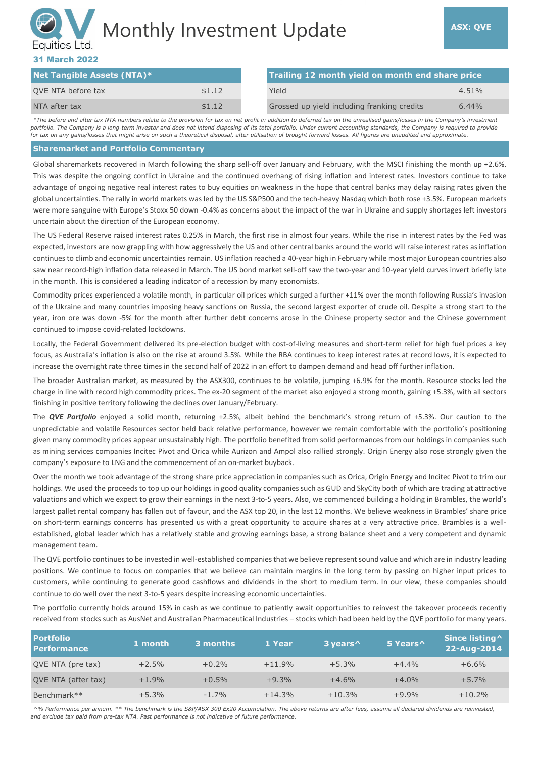# QV Equities Ltd. Monthly Investment Update

**ASX: QVE**

**31 March 2022**

| Net Tangible Assets (NTA)* | |
|---|---|
| QVE NTA before tax | $1.12 |
| NTA after tax | $1.12 |

| Trailing 12 month yield on month end share price | |
|---|---|
| Yield | 4.51% |
| Grossed up yield including franking credits | 6.44% |

*\*The before and after tax NTA numbers relate to the provision for tax on net profit in addition to deferred tax on the unrealised gains/losses in the Company's investment portfolio. The Company is a long-term investor and does not intend disposing of its total portfolio. Under current accounting standards, the Company is required to provide for tax on any gains/losses that might arise on such a theoretical disposal, after utilisation of brought forward losses. All figures are unaudited and approximate.*

## Sharemarket and Portfolio Commentary

Global sharemarkets recovered in March following the sharp sell-off over January and February, with the MSCI finishing the month up +2.6%. This was despite the ongoing conflict in Ukraine and the continued overhang of rising inflation and interest rates. Investors continue to take advantage of ongoing negative real interest rates to buy equities on weakness in the hope that central banks may delay raising rates given the global uncertainties. The rally in world markets was led by the US S&P500 and the tech-heavy Nasdaq which both rose +3.5%. European markets were more sanguine with Europe's Stoxx 50 down -0.4% as concerns about the impact of the war in Ukraine and supply shortages left investors uncertain about the direction of the European economy.

The US Federal Reserve raised interest rates 0.25% in March, the first rise in almost four years. While the rise in interest rates by the Fed was expected, investors are now grappling with how aggressively the US and other central banks around the world will raise interest rates as inflation continues to climb and economic uncertainties remain. US inflation reached a 40-year high in February while most major European countries also saw near record-high inflation data released in March. The US bond market sell-off saw the two-year and 10-year yield curves invert briefly late in the month. This is considered a leading indicator of a recession by many economists.

Commodity prices experienced a volatile month, in particular oil prices which surged a further +11% over the month following Russia's invasion of the Ukraine and many countries imposing heavy sanctions on Russia, the second largest exporter of crude oil. Despite a strong start to the year, iron ore was down -5% for the month after further debt concerns arose in the Chinese property sector and the Chinese government continued to impose covid-related lockdowns.

Locally, the Federal Government delivered its pre-election budget with cost-of-living measures and short-term relief for high fuel prices a key focus, as Australia's inflation is also on the rise at around 3.5%. While the RBA continues to keep interest rates at record lows, it is expected to increase the overnight rate three times in the second half of 2022 in an effort to dampen demand and head off further inflation.

The broader Australian market, as measured by the ASX300, continues to be volatile, jumping +6.9% for the month. Resource stocks led the charge in line with record high commodity prices. The ex-20 segment of the market also enjoyed a strong month, gaining +5.3%, with all sectors finishing in positive territory following the declines over January/February.

The ***QVE Portfolio*** enjoyed a solid month, returning +2.5%, albeit behind the benchmark's strong return of +5.3%. Our caution to the unpredictable and volatile Resources sector held back relative performance, however we remain comfortable with the portfolio's positioning given many commodity prices appear unsustainably high. The portfolio benefited from solid performances from our holdings in companies such as mining services companies Incitec Pivot and Orica while Aurizon and Ampol also rallied strongly. Origin Energy also rose strongly given the company's exposure to LNG and the commencement of an on-market buyback.

Over the month we took advantage of the strong share price appreciation in companies such as Orica, Origin Energy and Incitec Pivot to trim our holdings. We used the proceeds to top up our holdings in good quality companies such as GUD and SkyCity both of which are trading at attractive valuations and which we expect to grow their earnings in the next 3-to-5 years. Also, we commenced building a holding in Brambles, the world's largest pallet rental company has fallen out of favour, and the ASX top 20, in the last 12 months. We believe weakness in Brambles' share price on short-term earnings concerns has presented us with a great opportunity to acquire shares at a very attractive price. Brambles is a well-established, global leader which has a relatively stable and growing earnings base, a strong balance sheet and a very competent and dynamic management team.

The QVE portfolio continues to be invested in well-established companies that we believe represent sound value and which are in industry leading positions. We continue to focus on companies that we believe can maintain margins in the long term by passing on higher input prices to customers, while continuing to generate good cashflows and dividends in the short to medium term. In our view, these companies should continue to do well over the next 3-to-5 years despite increasing economic uncertainties.

The portfolio currently holds around 15% in cash as we continue to patiently await opportunities to reinvest the takeover proceeds recently received from stocks such as AusNet and Australian Pharmaceutical Industries – stocks which had been held by the QVE portfolio for many years.

| Portfolio Performance | 1 month | 3 months | 1 Year | 3 years^ | 5 Years^ | Since listing^ 22-Aug-2014 |
|---|---|---|---|---|---|---|
| QVE NTA (pre tax) | +2.5% | +0.2% | +11.9% | +5.3% | +4.4% | +6.6% |
| QVE NTA (after tax) | +1.9% | +0.5% | +9.3% | +4.6% | +4.0% | +5.7% |
| Benchmark** | +5.3% | -1.7% | +14.3% | +10.3% | +9.9% | +10.2% |

*^% Performance per annum. \*\* The benchmark is the S&P/ASX 300 Ex20 Accumulation. The above returns are after fees, assume all declared dividends are reinvested, and exclude tax paid from pre-tax NTA. Past performance is not indicative of future performance.*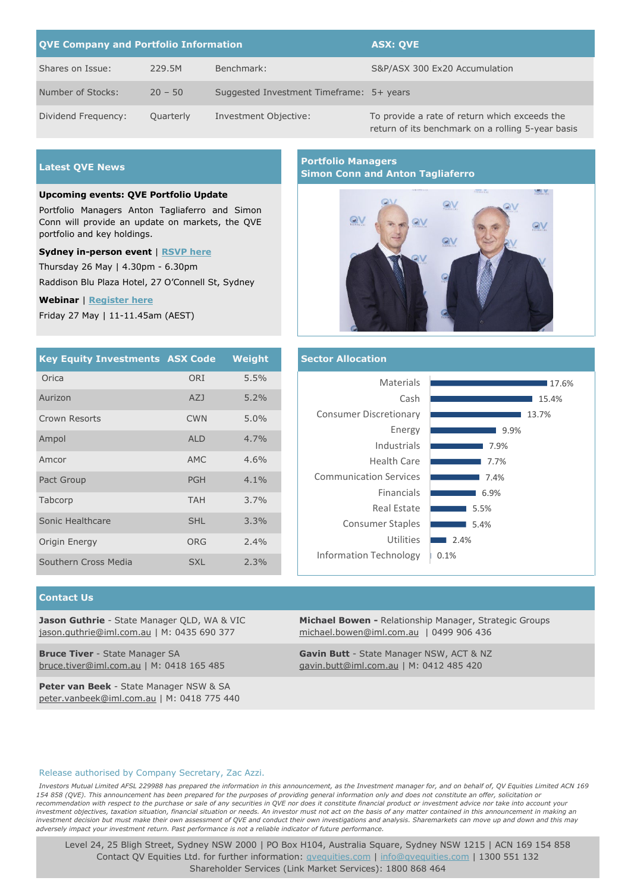## QVE Company and Portfolio Information | ASX: QVE

| | | | |
|---|---|---|---|
| Shares on Issue: | 229.5M | Benchmark: | S&P/ASX 300 Ex20 Accumulation |
| Number of Stocks: | 20 – 50 | Suggested Investment Timeframe: | 5+ years |
| Dividend Frequency: | Quarterly | Investment Objective: | To provide a rate of return which exceeds the return of its benchmark on a rolling 5-year basis |

## Latest QVE News

**Upcoming events: QVE Portfolio Update**

Portfolio Managers Anton Tagliaferro and Simon Conn will provide an update on markets, the QVE portfolio and key holdings.

**Sydney in-person event** | **RSVP here**

Thursday 26 May | 4.30pm - 6.30pm

Raddison Blu Plaza Hotel, 27 O'Connell St, Sydney

**Webinar** | **Register here**

Friday 27 May | 11-11.45am (AEST)

## Portfolio Managers
## Simon Conn and Anton Tagliaferro

## Key Equity Investments

| Key Equity Investments | ASX Code | Weight |
|---|---|---|
| Orica | ORI | 5.5% |
| Aurizon | AZJ | 5.2% |
| Crown Resorts | CWN | 5.0% |
| Ampol | ALD | 4.7% |
| Amcor | AMC | 4.6% |
| Pact Group | PGH | 4.1% |
| Tabcorp | TAH | 3.7% |
| Sonic Healthcare | SHL | 3.3% |
| Origin Energy | ORG | 2.4% |
| Southern Cross Media | SXL | 2.3% |

## Sector Allocation

Materials 17.6%
Cash 15.4%
Consumer Discretionary 13.7%
Energy 9.9%
Industrials 7.9%
Health Care 7.7%
Communication Services 7.4%
Financials 6.9%
Real Estate 5.5%
Consumer Staples 5.4%
Utilities 2.4%
Information Technology 0.1%

## Contact Us

**Jason Guthrie** - State Manager QLD, WA & VIC
jason.guthrie@iml.com.au | M: 0435 690 377

**Michael Bowen -** Relationship Manager, Strategic Groups
michael.bowen@iml.com.au | 0499 906 436

**Bruce Tiver** - State Manager SA
bruce.tiver@iml.com.au | M: 0418 165 485

**Gavin Butt** - State Manager NSW, ACT & NZ
gavin.butt@iml.com.au | M: 0412 485 420

**Peter van Beek** - State Manager NSW & SA
peter.vanbeek@iml.com.au | M: 0418 775 440

Release authorised by Company Secretary, Zac Azzi.

*Investors Mutual Limited AFSL 229988 has prepared the information in this announcement, as the Investment manager for, and on behalf of, QV Equities Limited ACN 169 154 858 (QVE). This announcement has been prepared for the purposes of providing general information only and does not constitute an offer, solicitation or recommendation with respect to the purchase or sale of any securities in QVE nor does it constitute financial product or investment advice nor take into account your investment objectives, taxation situation, financial situation or needs. An investor must not act on the basis of any matter contained in this announcement in making an investment decision but must make their own assessment of QVE and conduct their own investigations and analysis. Sharemarkets can move up and down and this may adversely impact your investment return. Past performance is not a reliable indicator of future performance.*

Level 24, 25 Bligh Street, Sydney NSW 2000 | PO Box H104, Australia Square, Sydney NSW 1215 | ACN 169 154 858
Contact QV Equities Ltd. for further information: qvequities.com | info@qvequities.com | 1300 551 132
Shareholder Services (Link Market Services): 1800 868 464